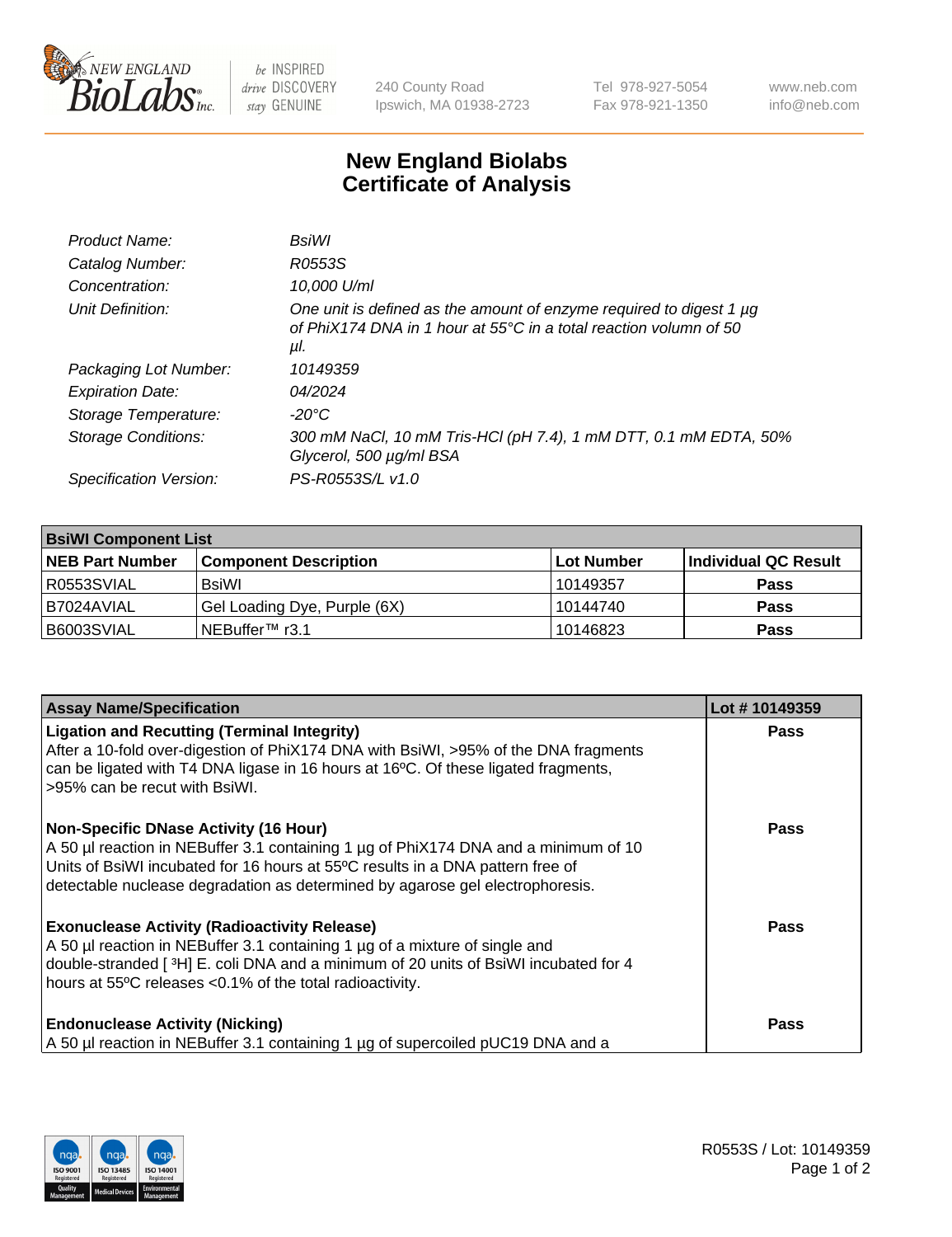# New England Biolabs
# Certificate of Analysis

| | |
|---|---|
| *Product Name:* | *BsiWI* |
| *Catalog Number:* | *R0553S* |
| *Concentration:* | *10,000 U/ml* |
| *Unit Definition:* | *One unit is defined as the amount of enzyme required to digest 1 µg of PhiX174 DNA in 1 hour at 55°C in a total reaction volumn of 50 µl.* |
| *Packaging Lot Number:* | *10149359* |
| *Expiration Date:* | *04/2024* |
| *Storage Temperature:* | *-20°C* |
| *Storage Conditions:* | *300 mM NaCl, 10 mM Tris-HCl (pH 7.4), 1 mM DTT, 0.1 mM EDTA, 50% Glycerol, 500 µg/ml BSA* |
| *Specification Version:* | *PS-R0553S/L v1.0* |

| **BsiWI Component List** | | | |
|---|---|---|---|
| **NEB Part Number** | **Component Description** | **Lot Number** | **Individual QC Result** |
| R0553SVIAL | BsiWI | 10149357 | **Pass** |
| B7024AVIAL | Gel Loading Dye, Purple (6X) | 10144740 | **Pass** |
| B6003SVIAL | NEBuffer™ r3.1 | 10146823 | **Pass** |

| **Assay Name/Specification** | **Lot # 10149359** |
|---|---|
| **Ligation and Recutting (Terminal Integrity)**<br>After a 10-fold over-digestion of PhiX174 DNA with BsiWI, >95% of the DNA fragments can be ligated with T4 DNA ligase in 16 hours at 16ºC. Of these ligated fragments, >95% can be recut with BsiWI. | **Pass** |
| **Non-Specific DNase Activity (16 Hour)**<br>A 50 µl reaction in NEBuffer 3.1 containing 1 µg of PhiX174 DNA and a minimum of 10 Units of BsiWI incubated for 16 hours at 55ºC results in a DNA pattern free of detectable nuclease degradation as determined by agarose gel electrophoresis. | **Pass** |
| **Exonuclease Activity (Radioactivity Release)**<br>A 50 µl reaction in NEBuffer 3.1 containing 1 µg of a mixture of single and double-stranded [ $^3$H] E. coli DNA and a minimum of 20 units of BsiWI incubated for 4 hours at 55ºC releases <0.1% of the total radioactivity. | **Pass** |
| **Endonuclease Activity (Nicking)**<br>A 50 µl reaction in NEBuffer 3.1 containing 1 µg of supercoiled pUC19 DNA and a | **Pass** |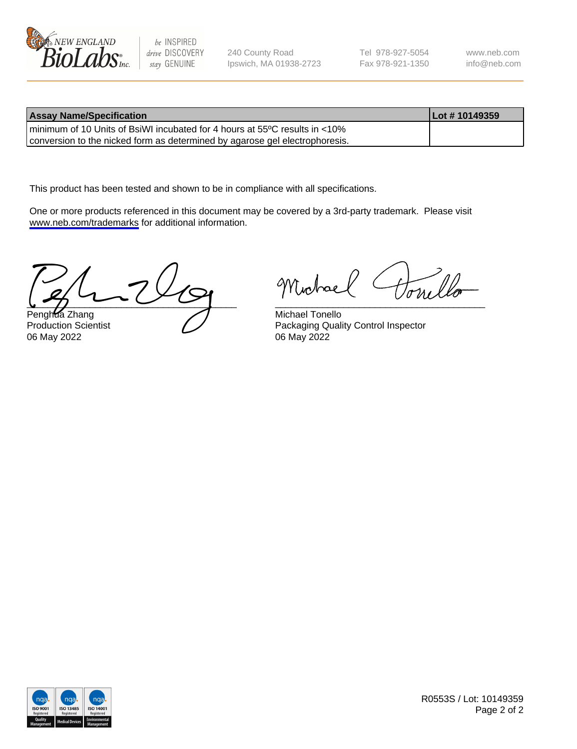| Assay Name/Specification | Lot # 10149359 |
| --- | --- |
| minimum of 10 Units of BsiWI incubated for 4 hours at 55ºC results in <10% conversion to the nicked form as determined by agarose gel electrophoresis. | |

This product has been tested and shown to be in compliance with all specifications.

One or more products referenced in this document may be covered by a 3rd-party trademark. Please visit www.neb.com/trademarks for additional information.

Penghua Zhang
Production Scientist
06 May 2022

Michael Tonello
Packaging Quality Control Inspector
06 May 2022

R0553S / Lot: 10149359